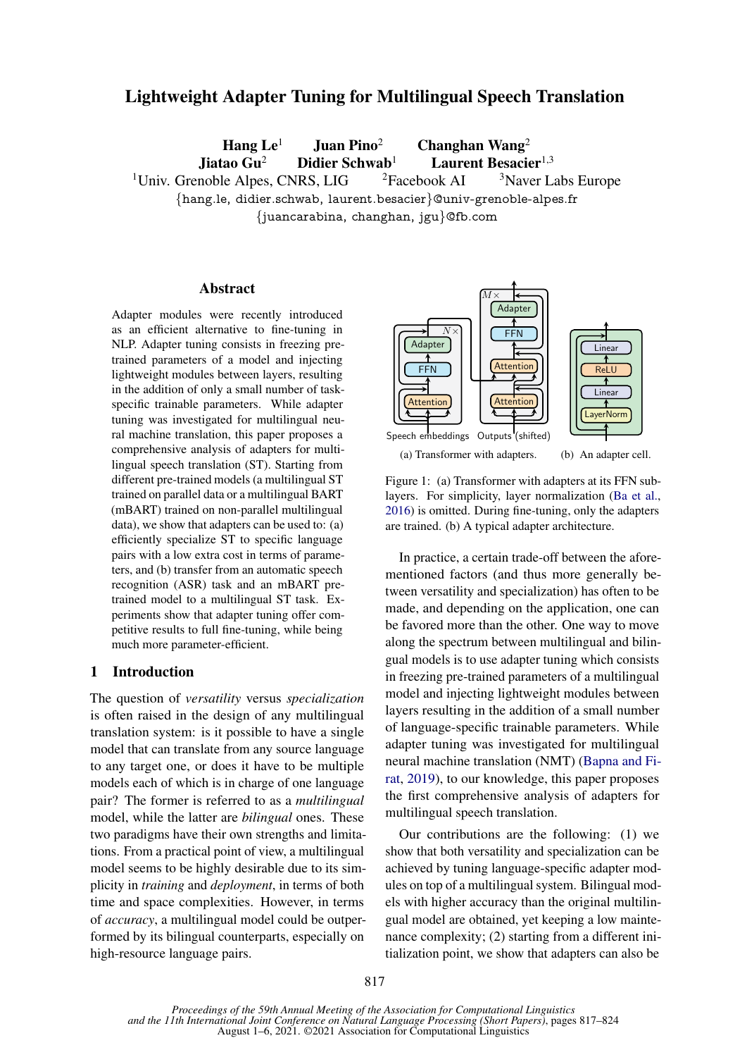# Lightweight Adapter Tuning for Multilingual Speech Translation

**Hang Le**[1] **Juan Pino**[2] **Changhan Wang**[2]
**Jiatao Gu**[2] **Didier Schwab**[1] **Laurent Besacier**[1,3]

[1]Univ. Grenoble Alpes, CNRS, LIG [2]Facebook AI [3]Naver Labs Europe

{hang.le, didier.schwab, laurent.besacier}@univ-grenoble-alpes.fr
{juancarabina, changhan, jgu}@fb.com

## Abstract

Adapter modules were recently introduced as an efficient alternative to fine-tuning in NLP. Adapter tuning consists in freezing pre-trained parameters of a model and injecting lightweight modules between layers, resulting in the addition of only a small number of task-specific trainable parameters. While adapter tuning was investigated for multilingual neural machine translation, this paper proposes a comprehensive analysis of adapters for multilingual speech translation (ST). Starting from different pre-trained models (a multilingual ST trained on parallel data or a multilingual BART (mBART) trained on non-parallel multilingual data), we show that adapters can be used to: (a) efficiently specialize ST to specific language pairs with a low extra cost in terms of parameters, and (b) transfer from an automatic speech recognition (ASR) task and an mBART pre-trained model to a multilingual ST task. Experiments show that adapter tuning offer competitive results to full fine-tuning, while being much more parameter-efficient.

## 1 Introduction

The question of *versatility* versus *specialization* is often raised in the design of any multilingual translation system: is it possible to have a single model that can translate from any source language to any target one, or does it have to be multiple models each of which is in charge of one language pair? The former is referred to as a *multilingual* model, while the latter are *bilingual* ones. These two paradigms have their own strengths and limitations. From a practical point of view, a multilingual model seems to be highly desirable due to its simplicity in *training* and *deployment*, in terms of both time and space complexities. However, in terms of *accuracy*, a multilingual model could be outperformed by its bilingual counterparts, especially on high-resource language pairs.

(a) Transformer with adapters. (b) An adapter cell.

Figure 1: (a) Transformer with adapters at its FFN sub-layers. For simplicity, layer normalization (Ba et al., 2016) is omitted. During fine-tuning, only the adapters are trained. (b) A typical adapter architecture.

In practice, a certain trade-off between the aforementioned factors (and thus more generally between versatility and specialization) has often to be made, and depending on the application, one can be favored more than the other. One way to move along the spectrum between multilingual and bilingual models is to use adapter tuning which consists in freezing pre-trained parameters of a multilingual model and injecting lightweight modules between layers resulting in the addition of a small number of language-specific trainable parameters. While adapter tuning was investigated for multilingual neural machine translation (NMT) (Bapna and Firat, 2019), to our knowledge, this paper proposes the first comprehensive analysis of adapters for multilingual speech translation.

Our contributions are the following: (1) we show that both versatility and specialization can be achieved by tuning language-specific adapter modules on top of a multilingual system. Bilingual models with higher accuracy than the original multilingual model are obtained, yet keeping a low maintenance complexity; (2) starting from a different initialization point, we show that adapters can also be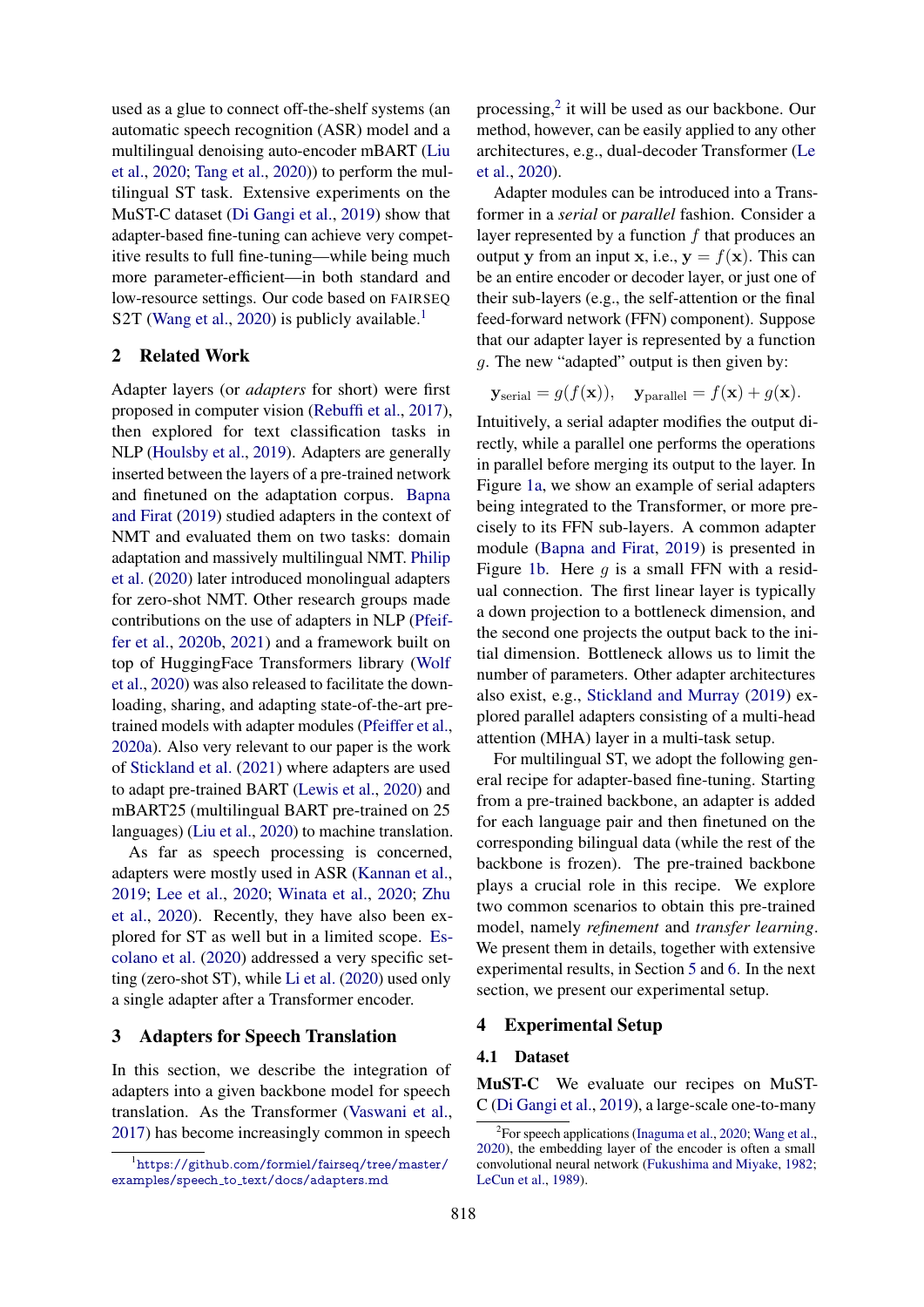used as a glue to connect off-the-shelf systems (an automatic speech recognition (ASR) model and a multilingual denoising auto-encoder mBART (Liu et al., 2020; Tang et al., 2020)) to perform the multilingual ST task. Extensive experiments on the MuST-C dataset (Di Gangi et al., 2019) show that adapter-based fine-tuning can achieve very competitive results to full fine-tuning—while being much more parameter-efficient—in both standard and low-resource settings. Our code based on FAIRSEQ S2T (Wang et al., 2020) is publicly available.[1]

## 2 Related Work

Adapter layers (or *adapters* for short) were first proposed in computer vision (Rebuffi et al., 2017), then explored for text classification tasks in NLP (Houlsby et al., 2019). Adapters are generally inserted between the layers of a pre-trained network and finetuned on the adaptation corpus. Bapna and Firat (2019) studied adapters in the context of NMT and evaluated them on two tasks: domain adaptation and massively multilingual NMT. Philip et al. (2020) later introduced monolingual adapters for zero-shot NMT. Other research groups made contributions on the use of adapters in NLP (Pfeiffer et al., 2020b, 2021) and a framework built on top of HuggingFace Transformers library (Wolf et al., 2020) was also released to facilitate the downloading, sharing, and adapting state-of-the-art pre-trained models with adapter modules (Pfeiffer et al., 2020a). Also very relevant to our paper is the work of Stickland et al. (2021) where adapters are used to adapt pre-trained BART (Lewis et al., 2020) and mBART25 (multilingual BART pre-trained on 25 languages) (Liu et al., 2020) to machine translation.

As far as speech processing is concerned, adapters were mostly used in ASR (Kannan et al., 2019; Lee et al., 2020; Winata et al., 2020; Zhu et al., 2020). Recently, they have also been explored for ST as well but in a limited scope. Escolano et al. (2020) addressed a very specific setting (zero-shot ST), while Li et al. (2020) used only a single adapter after a Transformer encoder.

## 3 Adapters for Speech Translation

In this section, we describe the integration of adapters into a given backbone model for speech translation. As the Transformer (Vaswani et al., 2017) has become increasingly common in speech processing,[2] it will be used as our backbone. Our method, however, can be easily applied to any other architectures, e.g., dual-decoder Transformer (Le et al., 2020).

Adapter modules can be introduced into a Transformer in a *serial* or *parallel* fashion. Consider a layer represented by a function $f$ that produces an output $\mathbf{y}$ from an input $\mathbf{x}$, i.e., $\mathbf{y} = f(\mathbf{x})$. This can be an entire encoder or decoder layer, or just one of their sub-layers (e.g., the self-attention or the final feed-forward network (FFN) component). Suppose that our adapter layer is represented by a function $g$. The new "adapted" output is then given by:

$$\mathbf{y}_{\text{serial}} = g(f(\mathbf{x})), \quad \mathbf{y}_{\text{parallel}} = f(\mathbf{x}) + g(\mathbf{x}).$$

Intuitively, a serial adapter modifies the output directly, while a parallel one performs the operations in parallel before merging its output to the layer. In Figure 1a, we show an example of serial adapters being integrated to the Transformer, or more precisely to its FFN sub-layers. A common adapter module (Bapna and Firat, 2019) is presented in Figure 1b. Here $g$ is a small FFN with a residual connection. The first linear layer is typically a down projection to a bottleneck dimension, and the second one projects the output back to the initial dimension. Bottleneck allows us to limit the number of parameters. Other adapter architectures also exist, e.g., Stickland and Murray (2019) explored parallel adapters consisting of a multi-head attention (MHA) layer in a multi-task setup.

For multilingual ST, we adopt the following general recipe for adapter-based fine-tuning. Starting from a pre-trained backbone, an adapter is added for each language pair and then finetuned on the corresponding bilingual data (while the rest of the backbone is frozen). The pre-trained backbone plays a crucial role in this recipe. We explore two common scenarios to obtain this pre-trained model, namely *refinement* and *transfer learning*. We present them in details, together with extensive experimental results, in Section 5 and 6. In the next section, we present our experimental setup.

## 4 Experimental Setup

### 4.1 Dataset

**MuST-C** We evaluate our recipes on MuST-C (Di Gangi et al., 2019), a large-scale one-to-many

[1] https://github.com/formiel/fairseq/tree/master/examples/speech_to_text/docs/adapters.md

[2] For speech applications (Inaguma et al., 2020; Wang et al., 2020), the embedding layer of the encoder is often a small convolutional neural network (Fukushima and Miyake, 1982; LeCun et al., 1989).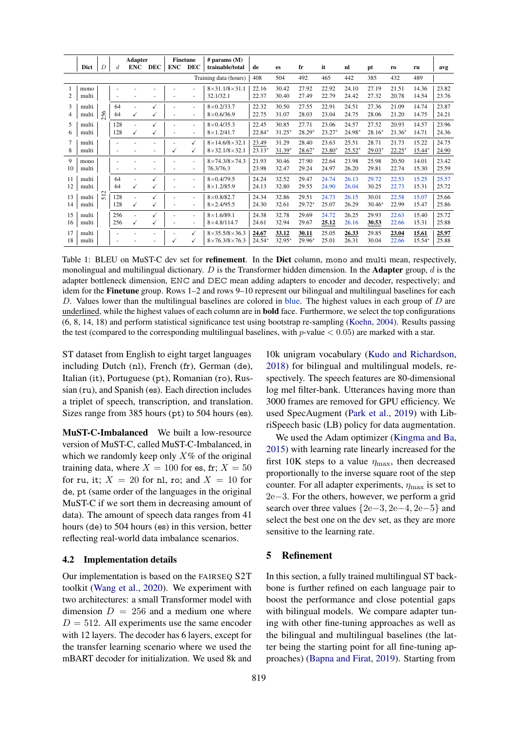| | Dict | $D$ | $d$ | Adapter ENC | Adapter DEC | Finetune ENC | Finetune DEC | # params (M) trainable/total | de | es | fr | it | nl | pt | ro | ru | avg |
|---|---|---|---|---|---|---|---|---|---|---|---|---|---|---|---|---|---|
| | | | | | | | | Training data (hours) | 408 | 504 | 492 | 465 | 442 | 385 | 432 | 489 | |
| 1 | mono | 256 | - | - | - | - | - | 8×31.1/8×31.1 | 22.16 | 30.42 | 27.92 | 22.92 | 24.10 | 27.19 | 21.51 | 14.36 | 23.82 |
| 2 | multi | | - | - | - | - | - | 32.1/32.1 | 22.37 | 30.40 | 27.49 | 22.79 | 24.42 | 27.32 | 20.78 | 14.54 | 23.76 |
| 3 | multi | | 64 | - | ✓ | - | - | 8×0.2/33.7 | 22.32 | 30.50 | 27.55 | 22.91 | 24.51 | 27.36 | 21.09 | 14.74 | 23.87 |
| 4 | multi | | 64 | ✓ | ✓ | - | - | 8×0.6/36.9 | 22.75 | 31.07 | 28.03 | 23.04 | 24.75 | 28.06 | 21.20 | 14.75 | 24.21 |
| 5 | multi | | 128 | - | ✓ | - | - | 8×0.4/35.3 | 22.45 | 30.85 | 27.71 | 23.06 | 24.57 | 27.52 | 20.93 | 14.57 | 23.96 |
| 6 | multi | | 128 | ✓ | ✓ | - | - | 8×1.2/41.7 | 22.84* | 31.25* | 28.29* | 23.27* | 24.98* | 28.16* | 21.36* | 14.71 | 24.36 |
| 7 | multi | | - | - | - | - | ✓ | 8×14.6/8×32.1 | <u>23.49</u> | 31.29 | 28.40 | 23.63 | 25.51 | 28.71 | 21.73 | 15.22 | 24.75 |
| 8 | multi | | - | - | - | ✓ | ✓ | 8×32.1/8×32.1 | 23.13* | <u>31.39</u>* | <u>28.67</u>* | <u>23.80</u>* | <u>25.52</u>* | <u>29.03</u>* | <u>22.25</u>* | <u>15.44</u>* | <u>24.90</u> |
| 9 | mono | 512 | - | - | - | - | - | 8×74.3/8×74.3 | 21.93 | 30.46 | 27.90 | 22.64 | 23.98 | 25.98 | 20.50 | 14.01 | 23.42 |
| 10 | multi | | - | - | - | - | - | 76.3/76.3 | 23.98 | 32.47 | 29.24 | 24.97 | 26.20 | 29.81 | 22.74 | 15.30 | 25.59 |
| 11 | multi | | 64 | - | ✓ | - | - | 8×0.4/79.5 | 24.24 | 32.52 | 29.47 | 24.74 | 26.13 | 29.72 | 22.53 | 15.25 | 25.57 |
| 12 | multi | | 64 | ✓ | ✓ | - | - | 8×1.2/85.9 | 24.13 | 32.80 | 29.55 | 24.90 | 26.04 | 30.25 | 22.73 | 15.31 | 25.72 |
| 13 | multi | | 128 | - | ✓ | - | - | 8×0.8/82.7 | 24.34 | 32.86 | 29.51 | 24.73 | 26.15 | 30.01 | 22.58 | 15.07 | 25.66 |
| 14 | multi | | 128 | ✓ | ✓ | - | - | 8×2.4/95.5 | 24.30 | 32.61 | 29.72* | 25.07 | 26.29 | 30.46* | 22.99 | 15.47 | 25.86 |
| 15 | multi | | 256 | - | ✓ | - | - | 8×1.6/89.1 | 24.38 | 32.78 | 29.69 | 24.72 | 26.25 | 29.93 | 22.63 | 15.40 | 25.72 |
| 16 | multi | | 256 | ✓ | ✓ | - | - | 8×4.8/114.7 | 24.61 | 32.94 | 29.67 | <u>25.12</u> | 26.16 | <u>**30.53**</u> | 22.66 | 15.31 | 25.88 |
| 17 | multi | | - | - | - | - | ✓ | 8×35.5/8×36.3 | <u>**24.67**</u> | <u>**33.12**</u> | <u>**30.11**</u> | 25.05 | <u>**26.33**</u> | 29.85 | <u>**23.04**</u> | <u>**15.61**</u> | <u>**25.97**</u> |
| 18 | multi | | - | - | - | ✓ | ✓ | 8×76.3/8×76.3 | 24.54* | 32.95* | 29.96* | 25.01 | 26.31 | 30.04 | 22.66 | 15.54* | 25.88 |

Table 1: BLEU on MuST-C dev set for **refinement**. In the **Dict** column, mono and multi mean, respectively, monolingual and multilingual dictionary. $D$ is the Transformer hidden dimension. In the **Adapter** group, $d$ is the adapter bottleneck dimension, ENC and DEC mean adding adapters to encoder and decoder, respectively; and idem for the **Finetune** group. Rows 1–2 and rows 9–10 represent our bilingual and multilingual baselines for each $D$. Values lower than the multilingual baselines are colored in blue. The highest values in each group of $D$ are <u>underlined</u>, while the highest values of each column are in **bold** face. Furthermore, we select the top configurations (6, 8, 14, 18) and perform statistical significance test using bootstrap re-sampling (Koehn, 2004). Results passing the test (compared to the corresponding multilingual baselines, with $p$-value $< 0.05$) are marked with a star.

ST dataset from English to eight target languages including Dutch (nl), French (fr), German (de), Italian (it), Portuguese (pt), Romanian (ro), Russian (ru), and Spanish (es). Each direction includes a triplet of speech, transcription, and translation. Sizes range from 385 hours (pt) to 504 hours (es).

**MuST-C-Imbalanced** We built a low-resource version of MuST-C, called MuST-C-Imbalanced, in which we randomly keep only $X$% of the original training data, where $X = 100$ for es, fr; $X = 50$ for ru, it; $X = 20$ for nl, ro; and $X = 10$ for de, pt (same order of the languages in the original MuST-C if we sort them in decreasing amount of data). The amount of speech data ranges from 41 hours (de) to 504 hours (es) in this version, better reflecting real-world data imbalance scenarios.

### 4.2 Implementation details

Our implementation is based on the FAIRSEQ S2T toolkit (Wang et al., 2020). We experiment with two architectures: a small Transformer model with dimension $D = 256$ and a medium one where $D = 512$. All experiments use the same encoder with 12 layers. The decoder has 6 layers, except for the transfer learning scenario where we used the mBART decoder for initialization. We used 8k and 10k unigram vocabulary (Kudo and Richardson, 2018) for bilingual and multilingual models, respectively. The speech features are 80-dimensional log mel filter-bank. Utterances having more than 3000 frames are removed for GPU efficiency. We used SpecAugment (Park et al., 2019) with LibriSpeech basic (LB) policy for data augmentation.

We used the Adam optimizer (Kingma and Ba, 2015) with learning rate linearly increased for the first 10K steps to a value $\eta_{\max}$, then decreased proportionally to the inverse square root of the step counter. For all adapter experiments, $\eta_{\max}$ is set to $2\text{e}{-3}$. For the others, however, we perform a grid search over three values $\{2\text{e}{-3}, 2\text{e}{-4}, 2\text{e}{-5}\}$ and select the best one on the dev set, as they are more sensitive to the learning rate.

## 5 Refinement

In this section, a fully trained multilingual ST backbone is further refined on each language pair to boost the performance and close potential gaps with bilingual models. We compare adapter tuning with other fine-tuning approaches as well as the bilingual and multilingual baselines (the latter being the starting point for all fine-tuning approaches) (Bapna and Firat, 2019). Starting from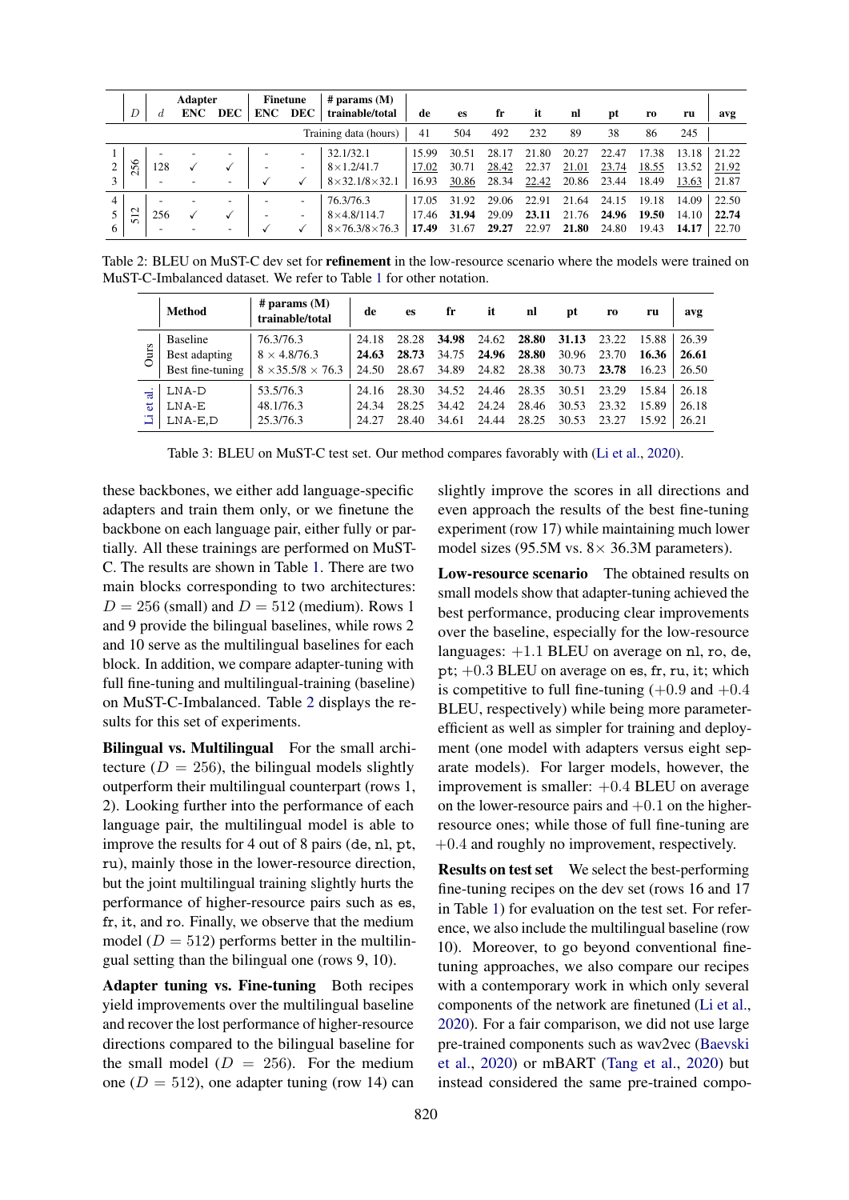| | $D$ | $d$ | Adapter ENC | Adapter DEC | Finetune ENC | Finetune DEC | # params (M) trainable/total | de | es | fr | it | nl | pt | ro | ru | avg |
|---|---|---|---|---|---|---|---|---|---|---|---|---|---|---|---|---|
| | | | | | | | Training data (hours) | 41 | 504 | 492 | 232 | 89 | 38 | 86 | 245 | |
| 1 | 256 | - | - | - | - | - | 32.1/32.1 | 15.99 | 30.51 | 28.17 | 21.80 | 20.27 | 22.47 | 17.38 | 13.18 | 21.22 |
| 2 | 256 | 128 | ✓ | ✓ | - | - | 8×1.2/41.7 | <u>17.02</u> | 30.71 | <u>28.42</u> | 22.37 | <u>21.01</u> | <u>23.74</u> | <u>18.55</u> | 13.52 | <u>21.92</u> |
| 3 | 256 | - | - | - | ✓ | ✓ | 8×32.1/8×32.1 | 16.93 | <u>30.86</u> | 28.34 | <u>22.42</u> | 20.86 | 23.44 | 18.49 | <u>13.63</u> | 21.87 |
| 4 | 512 | - | - | - | - | - | 76.3/76.3 | 17.05 | 31.92 | 29.06 | 22.91 | 21.64 | 24.15 | 19.18 | 14.09 | 22.50 |
| 5 | 512 | 256 | ✓ | ✓ | - | - | 8×4.8/114.7 | 17.46 | **31.94** | 29.09 | **23.11** | 21.76 | **24.96** | **19.50** | 14.10 | **22.74** |
| 6 | 512 | - | - | - | ✓ | ✓ | 8×76.3/8×76.3 | **17.49** | 31.67 | **29.27** | 22.97 | **21.80** | 24.80 | 19.43 | **14.17** | 22.70 |

Table 2: BLEU on MuST-C dev set for **refinement** in the low-resource scenario where the models were trained on MuST-C-Imbalanced dataset. We refer to Table 1 for other notation.

| | Method | # params (M) trainable/total | de | es | fr | it | nl | pt | ro | ru | avg |
|---|---|---|---|---|---|---|---|---|---|---|---|
| Ours | Baseline | 76.3/76.3 | 24.18 | 28.28 | **34.98** | 24.62 | **28.80** | **31.13** | 23.22 | 15.88 | 26.39 |
| Ours | Best adapting | $8 \times 4.8$/76.3 | **24.63** | **28.73** | 34.75 | **24.96** | **28.80** | 30.96 | 23.70 | **16.36** | **26.61** |
| Ours | Best fine-tuning | $8 \times 35.5/8 \times 76.3$ | 24.50 | 28.67 | 34.89 | 24.82 | 28.38 | 30.73 | **23.78** | 16.23 | 26.50 |
| Li et al. | LNA-D | 53.5/76.3 | 24.16 | 28.30 | 34.52 | 24.46 | 28.35 | 30.51 | 23.29 | 15.84 | 26.18 |
| Li et al. | LNA-E | 48.1/76.3 | 24.34 | 28.25 | 34.42 | 24.24 | 28.46 | 30.53 | 23.32 | 15.89 | 26.18 |
| Li et al. | LNA-E,D | 25.3/76.3 | 24.27 | 28.40 | 34.61 | 24.44 | 28.25 | 30.53 | 23.27 | 15.92 | 26.21 |

Table 3: BLEU on MuST-C test set. Our method compares favorably with (Li et al., 2020).

these backbones, we either add language-specific adapters and train them only, or we finetune the backbone on each language pair, either fully or partially. All these trainings are performed on MuST-C. The results are shown in Table 1. There are two main blocks corresponding to two architectures: $D = 256$ (small) and $D = 512$ (medium). Rows 1 and 9 provide the bilingual baselines, while rows 2 and 10 serve as the multilingual baselines for each block. In addition, we compare adapter-tuning with full fine-tuning and multilingual-training (baseline) on MuST-C-Imbalanced. Table 2 displays the results for this set of experiments.

**Bilingual vs. Multilingual** For the small architecture ($D = 256$), the bilingual models slightly outperform their multilingual counterpart (rows 1, 2). Looking further into the performance of each language pair, the multilingual model is able to improve the results for 4 out of 8 pairs (de, nl, pt, ru), mainly those in the lower-resource direction, but the joint multilingual training slightly hurts the performance of higher-resource pairs such as es, fr, it, and ro. Finally, we observe that the medium model ($D = 512$) performs better in the multilingual setting than the bilingual one (rows 9, 10).

**Adapter tuning vs. Fine-tuning** Both recipes yield improvements over the multilingual baseline and recover the lost performance of higher-resource directions compared to the bilingual baseline for the small model ($D = 256$). For the medium one ($D = 512$), one adapter tuning (row 14) can slightly improve the scores in all directions and even approach the results of the best fine-tuning experiment (row 17) while maintaining much lower model sizes (95.5M vs. $8\times$ 36.3M parameters).

**Low-resource scenario** The obtained results on small models show that adapter-tuning achieved the best performance, producing clear improvements over the baseline, especially for the low-resource languages: $+1.1$ BLEU on average on nl, ro, de, pt; $+0.3$ BLEU on average on es, fr, ru, it; which is competitive to full fine-tuning ($+0.9$ and $+0.4$ BLEU, respectively) while being more parameter-efficient as well as simpler for training and deployment (one model with adapters versus eight separate models). For larger models, however, the improvement is smaller: $+0.4$ BLEU on average on the lower-resource pairs and $+0.1$ on the higher-resource ones; while those of full fine-tuning are $+0.4$ and roughly no improvement, respectively.

**Results on test set** We select the best-performing fine-tuning recipes on the dev set (rows 16 and 17 in Table 1) for evaluation on the test set. For reference, we also include the multilingual baseline (row 10). Moreover, to go beyond conventional fine-tuning approaches, we also compare our recipes with a contemporary work in which only several components of the network are finetuned (Li et al., 2020). For a fair comparison, we did not use large pre-trained components such as wav2vec (Baevski et al., 2020) or mBART (Tang et al., 2020) but instead considered the same pre-trained compo-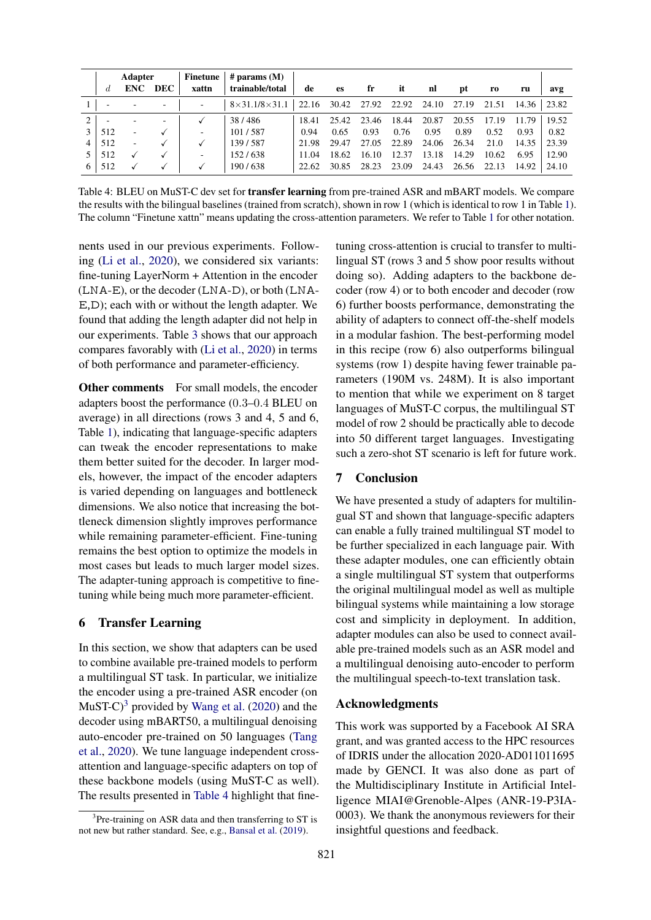| | Adapter | | | Finetune | # params (M) | | | | | | | | | |
|---|---|---|---|---|---|---|---|---|---|---|---|---|---|---|
| | $d$ | ENC | DEC | xattn | trainable/total | de | es | fr | it | nl | pt | ro | ru | avg |
| 1 | - | - | - | - | 8×31.1/8×31.1 | 22.16 | 30.42 | 27.92 | 22.92 | 24.10 | 27.19 | 21.51 | 14.36 | 23.82 |
| 2 | - | - | - | ✓ | 38 / 486 | 18.41 | 25.42 | 23.46 | 18.44 | 20.87 | 20.55 | 17.19 | 11.79 | 19.52 |
| 3 | 512 | - | ✓ | - | 101 / 587 | 0.94 | 0.65 | 0.93 | 0.76 | 0.95 | 0.89 | 0.52 | 0.93 | 0.82 |
| 4 | 512 | - | ✓ | ✓ | 139 / 587 | 21.98 | 29.47 | 27.05 | 22.89 | 24.06 | 26.34 | 21.0 | 14.35 | 23.39 |
| 5 | 512 | ✓ | ✓ | - | 152 / 638 | 11.04 | 18.62 | 16.10 | 12.37 | 13.18 | 14.29 | 10.62 | 6.95 | 12.90 |
| 6 | 512 | ✓ | ✓ | ✓ | 190 / 638 | 22.62 | 30.85 | 28.23 | 23.09 | 24.43 | 26.56 | 22.13 | 14.92 | 24.10 |

Table 4: BLEU on MuST-C dev set for **transfer learning** from pre-trained ASR and mBART models. We compare the results with the bilingual baselines (trained from scratch), shown in row 1 (which is identical to row 1 in Table 1). The column "Finetune xattn" means updating the cross-attention parameters. We refer to Table 1 for other notation.

nents used in our previous experiments. Following (Li et al., 2020), we considered six variants: fine-tuning LayerNorm + Attention in the encoder (LNA-E), or the decoder (LNA-D), or both (LNA-E,D); each with or without the length adapter. We found that adding the length adapter did not help in our experiments. Table 3 shows that our approach compares favorably with (Li et al., 2020) in terms of both performance and parameter-efficiency.

**Other comments** For small models, the encoder adapters boost the performance (0.3–0.4 BLEU on average) in all directions (rows 3 and 4, 5 and 6, Table 1), indicating that language-specific adapters can tweak the encoder representations to make them better suited for the decoder. In larger models, however, the impact of the encoder adapters is varied depending on languages and bottleneck dimensions. We also notice that increasing the bottleneck dimension slightly improves performance while remaining parameter-efficient. Fine-tuning remains the best option to optimize the models in most cases but leads to much larger model sizes. The adapter-tuning approach is competitive to fine-tuning while being much more parameter-efficient.

## 6 Transfer Learning

In this section, we show that adapters can be used to combine available pre-trained models to perform a multilingual ST task. In particular, we initialize the encoder using a pre-trained ASR encoder (on MuST-C)[3] provided by Wang et al. (2020) and the decoder using mBART50, a multilingual denoising auto-encoder pre-trained on 50 languages (Tang et al., 2020). We tune language independent cross-attention and language-specific adapters on top of these backbone models (using MuST-C as well). The results presented in Table 4 highlight that fine-tuning cross-attention is crucial to transfer to multilingual ST (rows 3 and 5 show poor results without doing so). Adding adapters to the backbone decoder (row 4) or to both encoder and decoder (row 6) further boosts performance, demonstrating the ability of adapters to connect off-the-shelf models in a modular fashion. The best-performing model in this recipe (row 6) also outperforms bilingual systems (row 1) despite having fewer trainable parameters (190M vs. 248M). It is also important to mention that while we experiment on 8 target languages of MuST-C corpus, the multilingual ST model of row 2 should be practically able to decode into 50 different target languages. Investigating such a zero-shot ST scenario is left for future work.

[3]Pre-training on ASR data and then transferring to ST is not new but rather standard. See, e.g., Bansal et al. (2019).

## 7 Conclusion

We have presented a study of adapters for multilingual ST and shown that language-specific adapters can enable a fully trained multilingual ST model to be further specialized in each language pair. With these adapter modules, one can efficiently obtain a single multilingual ST system that outperforms the original multilingual model as well as multiple bilingual systems while maintaining a low storage cost and simplicity in deployment. In addition, adapter modules can also be used to connect available pre-trained models such as an ASR model and a multilingual denoising auto-encoder to perform the multilingual speech-to-text translation task.

## Acknowledgments

This work was supported by a Facebook AI SRA grant, and was granted access to the HPC resources of IDRIS under the allocation 2020-AD011011695 made by GENCI. It was also done as part of the Multidisciplinary Institute in Artificial Intelligence MIAI@Grenoble-Alpes (ANR-19-P3IA-0003). We thank the anonymous reviewers for their insightful questions and feedback.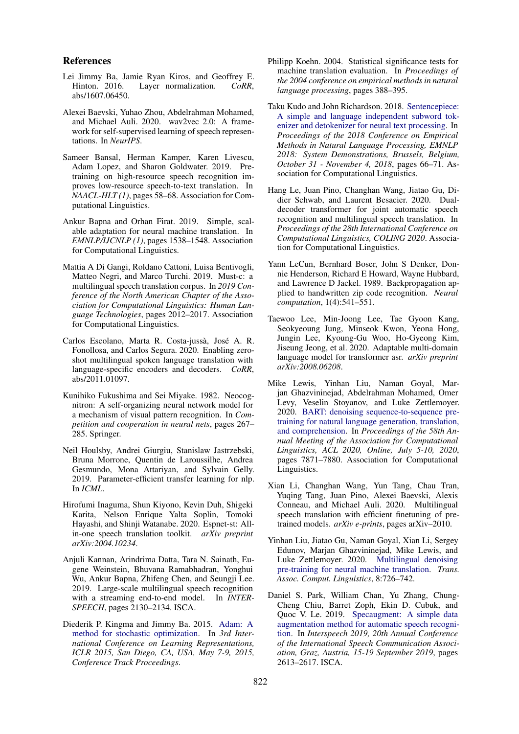## References

Lei Jimmy Ba, Jamie Ryan Kiros, and Geoffrey E. Hinton. 2016. Layer normalization. *CoRR*, abs/1607.06450.

Alexei Baevski, Yuhao Zhou, Abdelrahman Mohamed, and Michael Auli. 2020. wav2vec 2.0: A framework for self-supervised learning of speech representations. In *NeurIPS*.

Sameer Bansal, Herman Kamper, Karen Livescu, Adam Lopez, and Sharon Goldwater. 2019. Pre-training on high-resource speech recognition improves low-resource speech-to-text translation. In *NAACL-HLT (1)*, pages 58–68. Association for Computational Linguistics.

Ankur Bapna and Orhan Firat. 2019. Simple, scalable adaptation for neural machine translation. In *EMNLP/IJCNLP (1)*, pages 1538–1548. Association for Computational Linguistics.

Mattia A Di Gangi, Roldano Cattoni, Luisa Bentivogli, Matteo Negri, and Marco Turchi. 2019. Must-c: a multilingual speech translation corpus. In *2019 Conference of the North American Chapter of the Association for Computational Linguistics: Human Language Technologies*, pages 2012–2017. Association for Computational Linguistics.

Carlos Escolano, Marta R. Costa-jussà, José A. R. Fonollosa, and Carlos Segura. 2020. Enabling zero-shot multilingual spoken language translation with language-specific encoders and decoders. *CoRR*, abs/2011.01097.

Kunihiko Fukushima and Sei Miyake. 1982. Neocognitron: A self-organizing neural network model for a mechanism of visual pattern recognition. In *Competition and cooperation in neural nets*, pages 267–285. Springer.

Neil Houlsby, Andrei Giurgiu, Stanislaw Jastrzebski, Bruna Morrone, Quentin de Laroussilhe, Andrea Gesmundo, Mona Attariyan, and Sylvain Gelly. 2019. Parameter-efficient transfer learning for nlp. In *ICML*.

Hirofumi Inaguma, Shun Kiyono, Kevin Duh, Shigeki Karita, Nelson Enrique Yalta Soplin, Tomoki Hayashi, and Shinji Watanabe. 2020. Espnet-st: All-in-one speech translation toolkit. *arXiv preprint arXiv:2004.10234*.

Anjuli Kannan, Arindrima Datta, Tara N. Sainath, Eugene Weinstein, Bhuvana Ramabhadran, Yonghui Wu, Ankur Bapna, Zhifeng Chen, and Seungji Lee. 2019. Large-scale multilingual speech recognition with a streaming end-to-end model. In *INTERSPEECH*, pages 2130–2134. ISCA.

Diederik P. Kingma and Jimmy Ba. 2015. Adam: A method for stochastic optimization. In *3rd International Conference on Learning Representations, ICLR 2015, San Diego, CA, USA, May 7-9, 2015, Conference Track Proceedings*.

Philipp Koehn. 2004. Statistical significance tests for machine translation evaluation. In *Proceedings of the 2004 conference on empirical methods in natural language processing*, pages 388–395.

Taku Kudo and John Richardson. 2018. Sentencepiece: A simple and language independent subword tokenizer and detokenizer for neural text processing. In *Proceedings of the 2018 Conference on Empirical Methods in Natural Language Processing, EMNLP 2018: System Demonstrations, Brussels, Belgium, October 31 - November 4, 2018*, pages 66–71. Association for Computational Linguistics.

Hang Le, Juan Pino, Changhan Wang, Jiatao Gu, Didier Schwab, and Laurent Besacier. 2020. Dual-decoder transformer for joint automatic speech recognition and multilingual speech translation. In *Proceedings of the 28th International Conference on Computational Linguistics, COLING 2020*. Association for Computational Linguistics.

Yann LeCun, Bernhard Boser, John S Denker, Donnie Henderson, Richard E Howard, Wayne Hubbard, and Lawrence D Jackel. 1989. Backpropagation applied to handwritten zip code recognition. *Neural computation*, 1(4):541–551.

Taewoo Lee, Min-Joong Lee, Tae Gyoon Kang, Seokyeoung Jung, Minseok Kwon, Yeona Hong, Jungin Lee, Kyoung-Gu Woo, Ho-Gyeong Kim, Jiseung Jeong, et al. 2020. Adaptable multi-domain language model for transformer asr. *arXiv preprint arXiv:2008.06208*.

Mike Lewis, Yinhan Liu, Naman Goyal, Marjan Ghazvininejad, Abdelrahman Mohamed, Omer Levy, Veselin Stoyanov, and Luke Zettlemoyer. 2020. BART: denoising sequence-to-sequence pre-training for natural language generation, translation, and comprehension. In *Proceedings of the 58th Annual Meeting of the Association for Computational Linguistics, ACL 2020, Online, July 5-10, 2020*, pages 7871–7880. Association for Computational Linguistics.

Xian Li, Changhan Wang, Yun Tang, Chau Tran, Yuqing Tang, Juan Pino, Alexei Baevski, Alexis Conneau, and Michael Auli. 2020. Multilingual speech translation with efficient finetuning of pre-trained models. *arXiv e-prints*, pages arXiv–2010.

Yinhan Liu, Jiatao Gu, Naman Goyal, Xian Li, Sergey Edunov, Marjan Ghazvininejad, Mike Lewis, and Luke Zettlemoyer. 2020. Multilingual denoising pre-training for neural machine translation. *Trans. Assoc. Comput. Linguistics*, 8:726–742.

Daniel S. Park, William Chan, Yu Zhang, Chung-Cheng Chiu, Barret Zoph, Ekin D. Cubuk, and Quoc V. Le. 2019. Specaugment: A simple data augmentation method for automatic speech recognition. In *Interspeech 2019, 20th Annual Conference of the International Speech Communication Association, Graz, Austria, 15-19 September 2019*, pages 2613–2617. ISCA.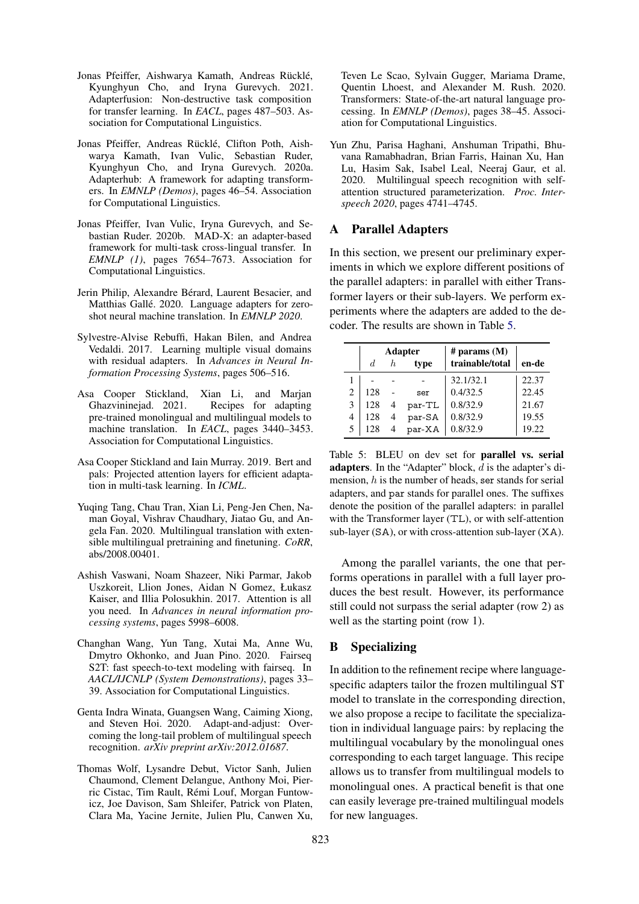Jonas Pfeiffer, Aishwarya Kamath, Andreas Rücklé, Kyunghyun Cho, and Iryna Gurevych. 2021. Adapterfusion: Non-destructive task composition for transfer learning. In *EACL*, pages 487–503. Association for Computational Linguistics.

Jonas Pfeiffer, Andreas Rücklé, Clifton Poth, Aishwarya Kamath, Ivan Vulic, Sebastian Ruder, Kyunghyun Cho, and Iryna Gurevych. 2020a. Adapterhub: A framework for adapting transformers. In *EMNLP (Demos)*, pages 46–54. Association for Computational Linguistics.

Jonas Pfeiffer, Ivan Vulic, Iryna Gurevych, and Sebastian Ruder. 2020b. MAD-X: an adapter-based framework for multi-task cross-lingual transfer. In *EMNLP (1)*, pages 7654–7673. Association for Computational Linguistics.

Jerin Philip, Alexandre Bérard, Laurent Besacier, and Matthias Gallé. 2020. Language adapters for zero-shot neural machine translation. In *EMNLP 2020*.

Sylvestre-Alvise Rebuffi, Hakan Bilen, and Andrea Vedaldi. 2017. Learning multiple visual domains with residual adapters. In *Advances in Neural Information Processing Systems*, pages 506–516.

Asa Cooper Stickland, Xian Li, and Marjan Ghazvininejad. 2021. Recipes for adapting pre-trained monolingual and multilingual models to machine translation. In *EACL*, pages 3440–3453. Association for Computational Linguistics.

Asa Cooper Stickland and Iain Murray. 2019. Bert and pals: Projected attention layers for efficient adaptation in multi-task learning. In *ICML*.

Yuqing Tang, Chau Tran, Xian Li, Peng-Jen Chen, Naman Goyal, Vishrav Chaudhary, Jiatao Gu, and Angela Fan. 2020. Multilingual translation with extensible multilingual pretraining and finetuning. *CoRR*, abs/2008.00401.

Ashish Vaswani, Noam Shazeer, Niki Parmar, Jakob Uszkoreit, Llion Jones, Aidan N Gomez, Łukasz Kaiser, and Illia Polosukhin. 2017. Attention is all you need. In *Advances in neural information processing systems*, pages 5998–6008.

Changhan Wang, Yun Tang, Xutai Ma, Anne Wu, Dmytro Okhonko, and Juan Pino. 2020. Fairseq S2T: fast speech-to-text modeling with fairseq. In *AACL/IJCNLP (System Demonstrations)*, pages 33–39. Association for Computational Linguistics.

Genta Indra Winata, Guangsen Wang, Caiming Xiong, and Steven Hoi. 2020. Adapt-and-adjust: Overcoming the long-tail problem of multilingual speech recognition. *arXiv preprint arXiv:2012.01687*.

Thomas Wolf, Lysandre Debut, Victor Sanh, Julien Chaumond, Clement Delangue, Anthony Moi, Pierric Cistac, Tim Rault, Rémi Louf, Morgan Funtowicz, Joe Davison, Sam Shleifer, Patrick von Platen, Clara Ma, Yacine Jernite, Julien Plu, Canwen Xu, Teven Le Scao, Sylvain Gugger, Mariama Drame, Quentin Lhoest, and Alexander M. Rush. 2020. Transformers: State-of-the-art natural language processing. In *EMNLP (Demos)*, pages 38–45. Association for Computational Linguistics.

Yun Zhu, Parisa Haghani, Anshuman Tripathi, Bhuvana Ramabhadran, Brian Farris, Hainan Xu, Han Lu, Hasim Sak, Isabel Leal, Neeraj Gaur, et al. 2020. Multilingual speech recognition with self-attention structured parameterization. *Proc. Interspeech 2020*, pages 4741–4745.

## A Parallel Adapters

In this section, we present our preliminary experiments in which we explore different positions of the parallel adapters: in parallel with either Transformer layers or their sub-layers. We perform experiments where the adapters are added to the decoder. The results are shown in Table 5.

| | **Adapter** | | | **# params (M)** | |
|---|---|---|---|---|---|
| | $d$ | $h$ | **type** | **trainable/total** | **en-de** |
| 1 | - | - | - | 32.1/32.1 | 22.37 |
| 2 | 128 | - | ser | 0.4/32.5 | 22.45 |
| 3 | 128 | 4 | par-TL | 0.8/32.9 | 21.67 |
| 4 | 128 | 4 | par-SA | 0.8/32.9 | 19.55 |
| 5 | 128 | 4 | par-XA | 0.8/32.9 | 19.22 |

Table 5: BLEU on dev set for **parallel vs. serial adapters**. In the "Adapter" block, $d$ is the adapter's dimension, $h$ is the number of heads, ser stands for serial adapters, and par stands for parallel ones. The suffixes denote the position of the parallel adapters: in parallel with the Transformer layer (TL), or with self-attention sub-layer (SA), or with cross-attention sub-layer (XA).

Among the parallel variants, the one that performs operations in parallel with a full layer produces the best result. However, its performance still could not surpass the serial adapter (row 2) as well as the starting point (row 1).

## B Specializing

In addition to the refinement recipe where language-specific adapters tailor the frozen multilingual ST model to translate in the corresponding direction, we also propose a recipe to facilitate the specialization in individual language pairs: by replacing the multilingual vocabulary by the monolingual ones corresponding to each target language. This recipe allows us to transfer from multilingual models to monolingual ones. A practical benefit is that one can easily leverage pre-trained multilingual models for new languages.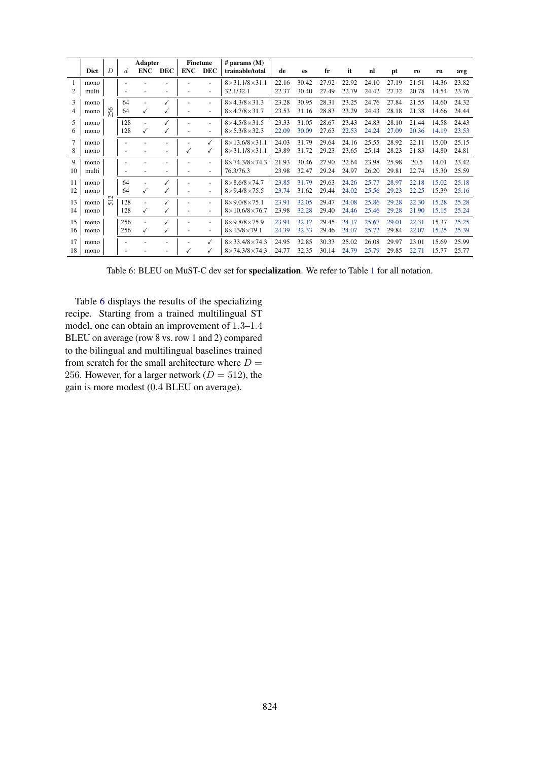| | Dict | $D$ | Adapter | | | Finetune | | # params (M) | de | es | fr | it | nl | pt | ro | ru | avg |
|---|---|---|---|---|---|---|---|---|---|---|---|---|---|---|---|---|---|
| | | | $d$ | ENC | DEC | ENC | DEC | trainable/total | | | | | | | | | |
| 1 | mono | | - | - | - | - | - | 8×31.1/8×31.1 | 22.16 | 30.42 | 27.92 | 22.92 | 24.10 | 27.19 | 21.51 | 14.36 | 23.82 |
| 2 | multi | | - | - | - | - | - | 32.1/32.1 | 22.37 | 30.40 | 27.49 | 22.79 | 24.42 | 27.32 | 20.78 | 14.54 | 23.76 |
| 3 | mono | 256 | 64 | - | ✓ | - | - | 8×4.3/8×31.3 | 23.28 | 30.95 | 28.31 | 23.25 | 24.76 | 27.84 | 21.55 | 14.60 | 24.32 |
| 4 | mono | | 64 | ✓ | ✓ | - | - | 8×4.7/8×31.7 | 23.53 | 31.16 | 28.83 | 23.29 | 24.43 | 28.18 | 21.38 | 14.66 | 24.44 |
| 5 | mono | | 128 | - | ✓ | - | - | 8×4.5/8×31.5 | 23.33 | 31.05 | 28.67 | 23.43 | 24.83 | 28.10 | 21.44 | 14.58 | 24.43 |
| 6 | mono | | 128 | ✓ | ✓ | - | - | 8×5.3/8×32.3 | 22.09 | 30.09 | 27.63 | 22.53 | 24.24 | 27.09 | 20.36 | 14.19 | 23.53 |
| 7 | mono | | - | - | - | - | ✓ | 8×13.6/8×31.1 | 24.03 | 31.79 | 29.64 | 24.16 | 25.55 | 28.92 | 22.11 | 15.00 | 25.15 |
| 8 | mono | | - | - | - | ✓ | ✓ | 8×31.1/8×31.1 | 23.89 | 31.72 | 29.23 | 23.65 | 25.14 | 28.23 | 21.83 | 14.80 | 24.81 |
| 9 | mono | | - | - | - | - | - | 8×74.3/8×74.3 | 21.93 | 30.46 | 27.90 | 22.64 | 23.98 | 25.98 | 20.5 | 14.01 | 23.42 |
| 10 | multi | | - | - | - | - | - | 76.3/76.3 | 23.98 | 32.47 | 29.24 | 24.97 | 26.20 | 29.81 | 22.74 | 15.30 | 25.59 |
| 11 | mono | | 64 | - | ✓ | - | - | 8×8.6/8×74.7 | 23.85 | 31.79 | 29.63 | 24.26 | 25.77 | 28.97 | 22.18 | 15.02 | 25.18 |
| 12 | mono | | 64 | ✓ | ✓ | - | - | 8×9.4/8×75.5 | 23.74 | 31.62 | 29.44 | 24.02 | 25.56 | 29.23 | 22.25 | 15.39 | 25.16 |
| 13 | mono | 512 | 128 | - | ✓ | - | - | 8×9.0/8×75.1 | 23.91 | 32.05 | 29.47 | 24.08 | 25.86 | 29.28 | 22.30 | 15.28 | 25.28 |
| 14 | mono | | 128 | ✓ | ✓ | - | - | 8×10.6/8×76.7 | 23.98 | 32.28 | 29.40 | 24.46 | 25.46 | 29.28 | 21.90 | 15.15 | 25.24 |
| 15 | mono | | 256 | - | ✓ | - | - | 8×9.8/8×75.9 | 23.91 | 32.12 | 29.45 | 24.17 | 25.67 | 29.01 | 22.31 | 15.37 | 25.25 |
| 16 | mono | | 256 | ✓ | ✓ | - | - | 8×13/8×79.1 | 24.39 | 32.33 | 29.46 | 24.07 | 25.72 | 29.84 | 22.07 | 15.25 | 25.39 |
| 17 | mono | | - | - | - | - | ✓ | 8×33.4/8×74.3 | 24.95 | 32.85 | 30.33 | 25.02 | 26.08 | 29.97 | 23.01 | 15.69 | 25.99 |
| 18 | mono | | - | - | - | ✓ | ✓ | 8×74.3/8×74.3 | 24.77 | 32.35 | 30.14 | 24.79 | 25.79 | 29.85 | 22.71 | 15.77 | 25.77 |

Table 6: BLEU on MuST-C dev set for **specialization**. We refer to Table 1 for all notation.

Table 6 displays the results of the specializing recipe. Starting from a trained multilingual ST model, one can obtain an improvement of 1.3–1.4 BLEU on average (row 8 vs. row 1 and 2) compared to the bilingual and multilingual baselines trained from scratch for the small architecture where $D = 256$. However, for a larger network ($D = 512$), the gain is more modest (0.4 BLEU on average).